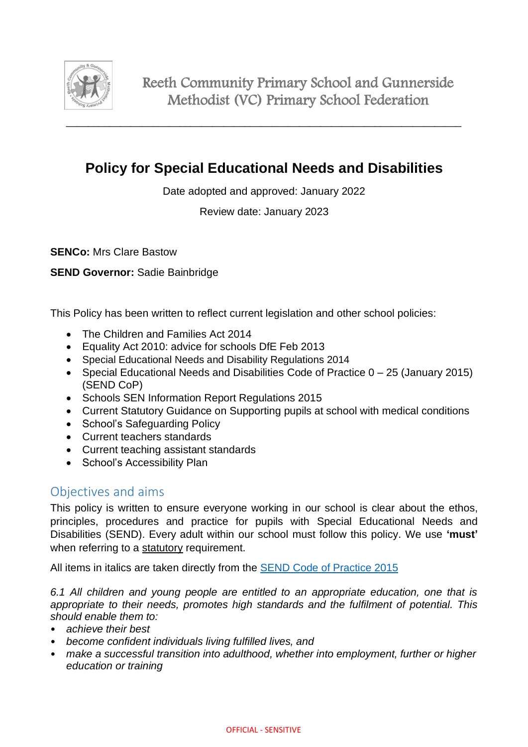Reeth Community Primary School and Gunnerside Methodist (VC) Primary School Federation

# Policy for Special Educational Needs and Disabilities

Date adopted and approved: January 2022

Review date: January 2023

**SENCo:** Mrs Clare Bastow

**SEND Governor:** Sadie Bainbridge

This Policy has been written to reflect current legislation and other school policies:

- The Children and Families Act 2014
- Equality Act 2010: advice for schools DfE Feb 2013
- Special Educational Needs and Disability Regulations 2014
- Special Educational Needs and Disabilities Code of Practice 0 – 25 (January 2015) (SEND CoP)
- Schools SEN Information Report Regulations 2015
- Current Statutory Guidance on Supporting pupils at school with medical conditions
- School's Safeguarding Policy
- Current teachers standards
- Current teaching assistant standards
- School's Accessibility Plan

## Objectives and aims

This policy is written to ensure everyone working in our school is clear about the ethos, principles, procedures and practice for pupils with Special Educational Needs and Disabilities (SEND). Every adult within our school must follow this policy. We use **'must'** when referring to a statutory requirement.

All items in italics are taken directly from the SEND Code of Practice 2015

*6.1 All children and young people are entitled to an appropriate education, one that is appropriate to their needs, promotes high standards and the fulfilment of potential. This should enable them to:*

- *achieve their best*
- *become confident individuals living fulfilled lives, and*
- *make a successful transition into adulthood, whether into employment, further or higher education or training*

OFFICIAL - SENSITIVE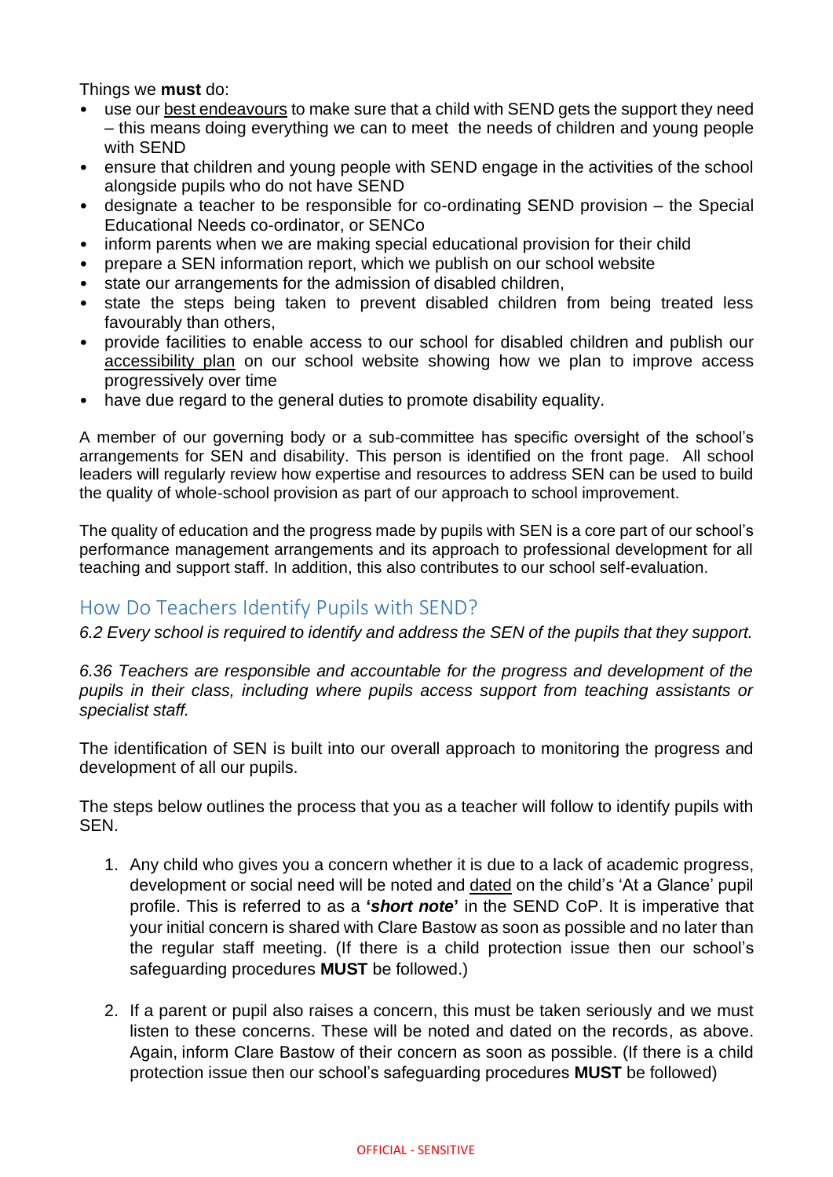Things we **must** do:

- use our best endeavours to make sure that a child with SEND gets the support they need – this means doing everything we can to meet the needs of children and young people with SEND
- ensure that children and young people with SEND engage in the activities of the school alongside pupils who do not have SEND
- designate a teacher to be responsible for co-ordinating SEND provision – the Special Educational Needs co-ordinator, or SENCo
- inform parents when we are making special educational provision for their child
- prepare a SEN information report, which we publish on our school website
- state our arrangements for the admission of disabled children,
- state the steps being taken to prevent disabled children from being treated less favourably than others,
- provide facilities to enable access to our school for disabled children and publish our accessibility plan on our school website showing how we plan to improve access progressively over time
- have due regard to the general duties to promote disability equality.

A member of our governing body or a sub-committee has specific oversight of the school's arrangements for SEN and disability. This person is identified on the front page. All school leaders will regularly review how expertise and resources to address SEN can be used to build the quality of whole-school provision as part of our approach to school improvement.

The quality of education and the progress made by pupils with SEN is a core part of our school's performance management arrangements and its approach to professional development for all teaching and support staff. In addition, this also contributes to our school self-evaluation.

## How Do Teachers Identify Pupils with SEND?

*6.2 Every school is required to identify and address the SEN of the pupils that they support.*

*6.36 Teachers are responsible and accountable for the progress and development of the pupils in their class, including where pupils access support from teaching assistants or specialist staff.*

The identification of SEN is built into our overall approach to monitoring the progress and development of all our pupils.

The steps below outlines the process that you as a teacher will follow to identify pupils with SEN.

1. Any child who gives you a concern whether it is due to a lack of academic progress, development or social need will be noted and dated on the child's 'At a Glance' pupil profile. This is referred to as a **'*short note*'** in the SEND CoP. It is imperative that your initial concern is shared with Clare Bastow as soon as possible and no later than the regular staff meeting. (If there is a child protection issue then our school's safeguarding procedures **MUST** be followed.)

2. If a parent or pupil also raises a concern, this must be taken seriously and we must listen to these concerns. These will be noted and dated on the records, as above. Again, inform Clare Bastow of their concern as soon as possible. (If there is a child protection issue then our school's safeguarding procedures **MUST** be followed)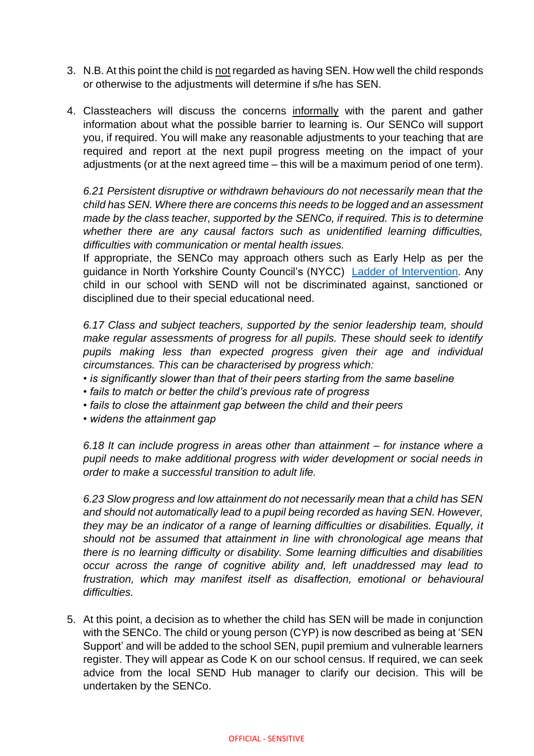3. N.B. At this point the child is not regarded as having SEN. How well the child responds or otherwise to the adjustments will determine if s/he has SEN.

4. Classteachers will discuss the concerns informally with the parent and gather information about what the possible barrier to learning is. Our SENCo will support you, if required. You will make any reasonable adjustments to your teaching that are required and report at the next pupil progress meeting on the impact of your adjustments (or at the next agreed time – this will be a maximum period of one term).

   *6.21 Persistent disruptive or withdrawn behaviours do not necessarily mean that the child has SEN. Where there are concerns this needs to be logged and an assessment made by the class teacher, supported by the SENCo, if required. This is to determine whether there are any causal factors such as unidentified learning difficulties, difficulties with communication or mental health issues.*

   If appropriate, the SENCo may approach others such as Early Help as per the guidance in North Yorkshire County Council's (NYCC) [Ladder of Intervention](). Any child in our school with SEND will not be discriminated against, sanctioned or disciplined due to their special educational need.

   *6.17 Class and subject teachers, supported by the senior leadership team, should make regular assessments of progress for all pupils. These should seek to identify pupils making less than expected progress given their age and individual circumstances. This can be characterised by progress which:*
   - *is significantly slower than that of their peers starting from the same baseline*
   - *fails to match or better the child's previous rate of progress*
   - *fails to close the attainment gap between the child and their peers*
   - *widens the attainment gap*

   *6.18 It can include progress in areas other than attainment – for instance where a pupil needs to make additional progress with wider development or social needs in order to make a successful transition to adult life.*

   *6.23 Slow progress and low attainment do not necessarily mean that a child has SEN and should not automatically lead to a pupil being recorded as having SEN. However, they may be an indicator of a range of learning difficulties or disabilities. Equally, it should not be assumed that attainment in line with chronological age means that there is no learning difficulty or disability. Some learning difficulties and disabilities occur across the range of cognitive ability and, left unaddressed may lead to frustration, which may manifest itself as disaffection, emotional or behavioural difficulties.*

5. At this point, a decision as to whether the child has SEN will be made in conjunction with the SENCo. The child or young person (CYP) is now described as being at 'SEN Support' and will be added to the school SEN, pupil premium and vulnerable learners register. They will appear as Code K on our school census. If required, we can seek advice from the local SEND Hub manager to clarify our decision. This will be undertaken by the SENCo.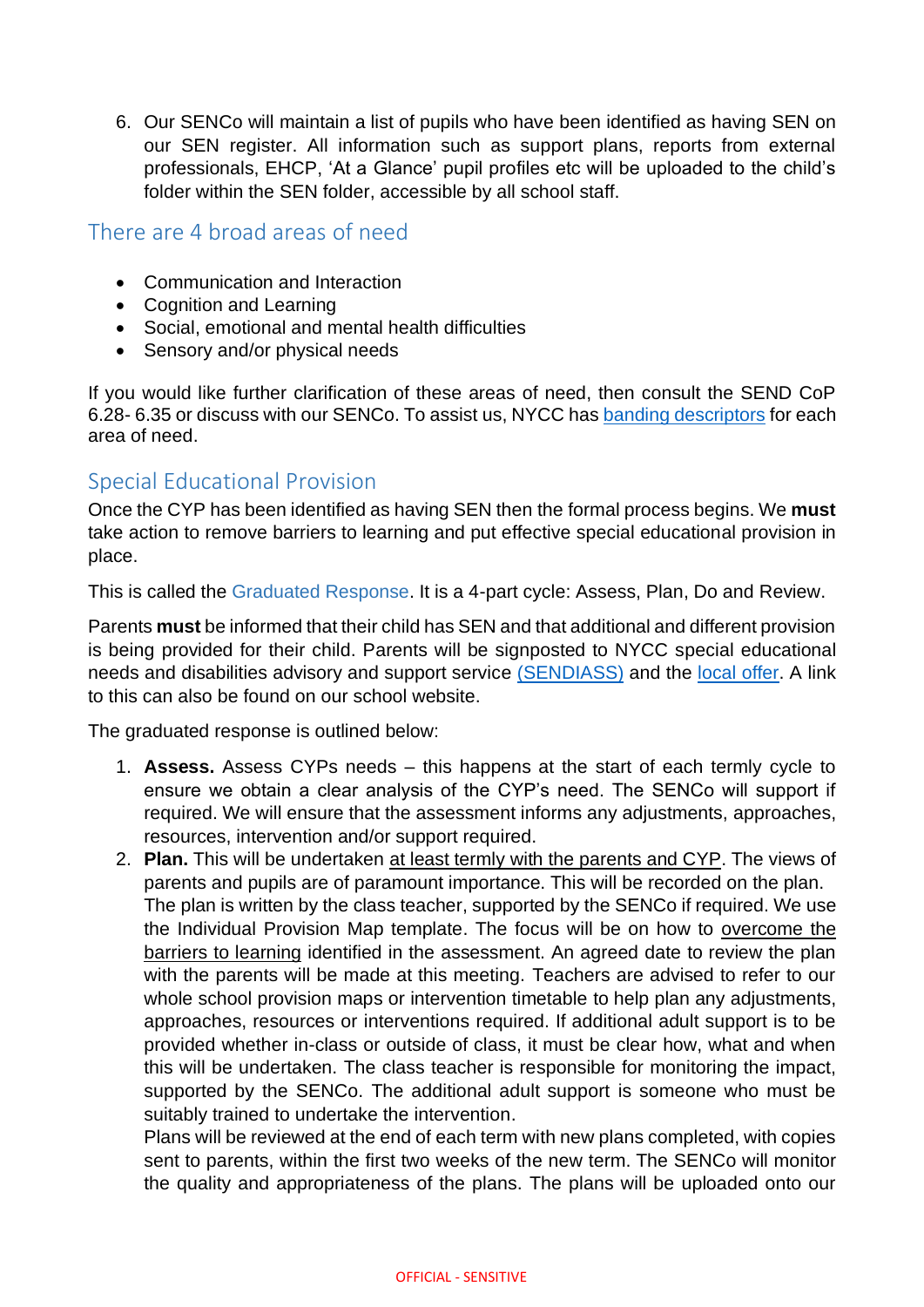6. Our SENCo will maintain a list of pupils who have been identified as having SEN on our SEN register. All information such as support plans, reports from external professionals, EHCP, 'At a Glance' pupil profiles etc will be uploaded to the child's folder within the SEN folder, accessible by all school staff.

## There are 4 broad areas of need

- Communication and Interaction
- Cognition and Learning
- Social, emotional and mental health difficulties
- Sensory and/or physical needs

If you would like further clarification of these areas of need, then consult the SEND CoP 6.28- 6.35 or discuss with our SENCo. To assist us, NYCC has banding descriptors for each area of need.

## Special Educational Provision

Once the CYP has been identified as having SEN then the formal process begins. We **must** take action to remove barriers to learning and put effective special educational provision in place.

This is called the Graduated Response. It is a 4-part cycle: Assess, Plan, Do and Review.

Parents **must** be informed that their child has SEN and that additional and different provision is being provided for their child. Parents will be signposted to NYCC special educational needs and disabilities advisory and support service (SENDIASS) and the local offer. A link to this can also be found on our school website.

The graduated response is outlined below:

1. **Assess.** Assess CYPs needs – this happens at the start of each termly cycle to ensure we obtain a clear analysis of the CYP's need. The SENCo will support if required. We will ensure that the assessment informs any adjustments, approaches, resources, intervention and/or support required.
2. **Plan.** This will be undertaken at least termly with the parents and CYP. The views of parents and pupils are of paramount importance. This will be recorded on the plan. The plan is written by the class teacher, supported by the SENCo if required. We use the Individual Provision Map template. The focus will be on how to overcome the barriers to learning identified in the assessment. An agreed date to review the plan with the parents will be made at this meeting. Teachers are advised to refer to our whole school provision maps or intervention timetable to help plan any adjustments, approaches, resources or interventions required. If additional adult support is to be provided whether in-class or outside of class, it must be clear how, what and when this will be undertaken. The class teacher is responsible for monitoring the impact, supported by the SENCo. The additional adult support is someone who must be suitably trained to undertake the intervention.
   Plans will be reviewed at the end of each term with new plans completed, with copies sent to parents, within the first two weeks of the new term. The SENCo will monitor the quality and appropriateness of the plans. The plans will be uploaded onto our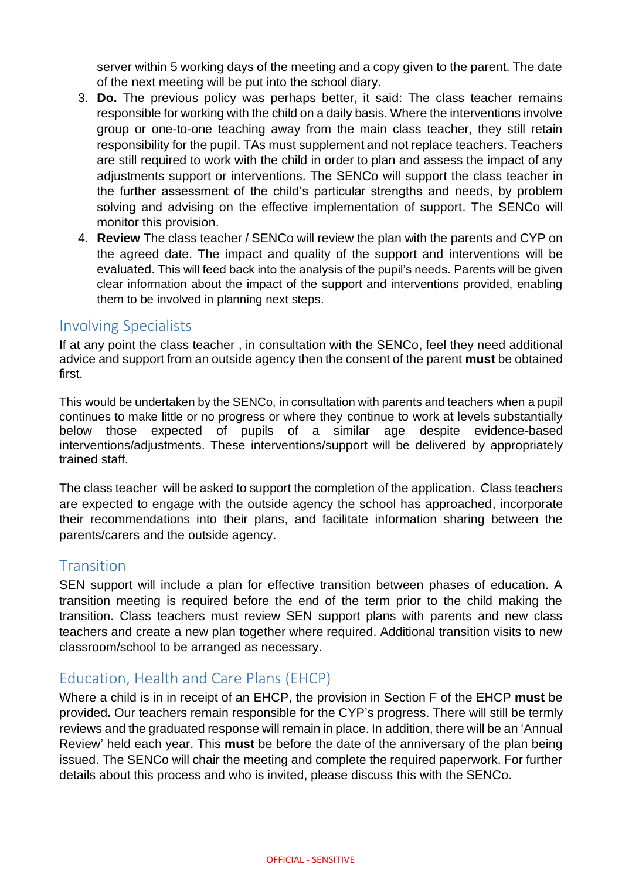server within 5 working days of the meeting and a copy given to the parent. The date of the next meeting will be put into the school diary.

3. **Do.** The previous policy was perhaps better, it said: The class teacher remains responsible for working with the child on a daily basis. Where the interventions involve group or one-to-one teaching away from the main class teacher, they still retain responsibility for the pupil. TAs must supplement and not replace teachers. Teachers are still required to work with the child in order to plan and assess the impact of any adjustments support or interventions. The SENCo will support the class teacher in the further assessment of the child's particular strengths and needs, by problem solving and advising on the effective implementation of support. The SENCo will monitor this provision.
4. **Review** The class teacher / SENCo will review the plan with the parents and CYP on the agreed date. The impact and quality of the support and interventions will be evaluated. This will feed back into the analysis of the pupil's needs. Parents will be given clear information about the impact of the support and interventions provided, enabling them to be involved in planning next steps.

## Involving Specialists

If at any point the class teacher , in consultation with the SENCo, feel they need additional advice and support from an outside agency then the consent of the parent **must** be obtained first.

This would be undertaken by the SENCo, in consultation with parents and teachers when a pupil continues to make little or no progress or where they continue to work at levels substantially below those expected of pupils of a similar age despite evidence-based interventions/adjustments. These interventions/support will be delivered by appropriately trained staff.

The class teacher will be asked to support the completion of the application. Class teachers are expected to engage with the outside agency the school has approached, incorporate their recommendations into their plans, and facilitate information sharing between the parents/carers and the outside agency.

## Transition

SEN support will include a plan for effective transition between phases of education. A transition meeting is required before the end of the term prior to the child making the transition. Class teachers must review SEN support plans with parents and new class teachers and create a new plan together where required. Additional transition visits to new classroom/school to be arranged as necessary.

## Education, Health and Care Plans (EHCP)

Where a child is in in receipt of an EHCP, the provision in Section F of the EHCP **must** be provided**.** Our teachers remain responsible for the CYP's progress. There will still be termly reviews and the graduated response will remain in place. In addition, there will be an 'Annual Review' held each year. This **must** be before the date of the anniversary of the plan being issued. The SENCo will chair the meeting and complete the required paperwork. For further details about this process and who is invited, please discuss this with the SENCo.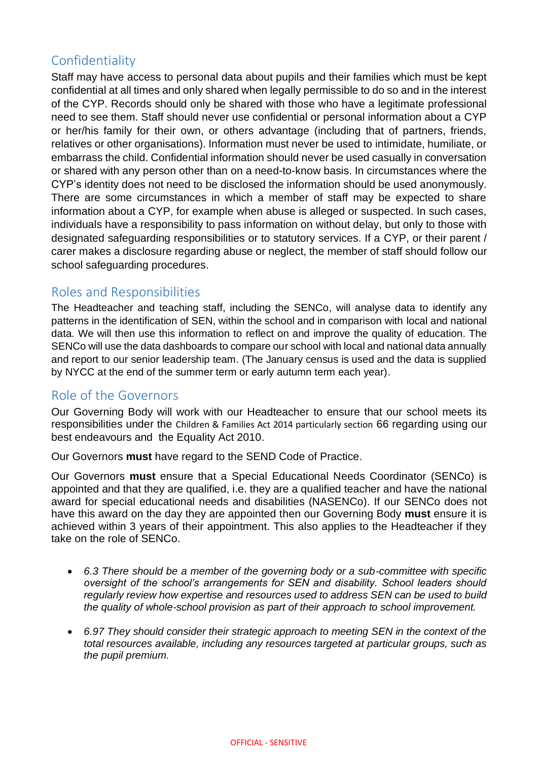## Confidentiality

Staff may have access to personal data about pupils and their families which must be kept confidential at all times and only shared when legally permissible to do so and in the interest of the CYP. Records should only be shared with those who have a legitimate professional need to see them. Staff should never use confidential or personal information about a CYP or her/his family for their own, or others advantage (including that of partners, friends, relatives or other organisations). Information must never be used to intimidate, humiliate, or embarrass the child. Confidential information should never be used casually in conversation or shared with any person other than on a need-to-know basis. In circumstances where the CYP's identity does not need to be disclosed the information should be used anonymously. There are some circumstances in which a member of staff may be expected to share information about a CYP, for example when abuse is alleged or suspected. In such cases, individuals have a responsibility to pass information on without delay, but only to those with designated safeguarding responsibilities or to statutory services. If a CYP, or their parent / carer makes a disclosure regarding abuse or neglect, the member of staff should follow our school safeguarding procedures.

## Roles and Responsibilities

The Headteacher and teaching staff, including the SENCo, will analyse data to identify any patterns in the identification of SEN, within the school and in comparison with local and national data. We will then use this information to reflect on and improve the quality of education. The SENCo will use the data dashboards to compare our school with local and national data annually and report to our senior leadership team. (The January census is used and the data is supplied by NYCC at the end of the summer term or early autumn term each year).

## Role of the Governors

Our Governing Body will work with our Headteacher to ensure that our school meets its responsibilities under the Children & Families Act 2014 particularly section 66 regarding using our best endeavours and the Equality Act 2010.

Our Governors **must** have regard to the SEND Code of Practice.

Our Governors **must** ensure that a Special Educational Needs Coordinator (SENCo) is appointed and that they are qualified, i.e. they are a qualified teacher and have the national award for special educational needs and disabilities (NASENCo). If our SENCo does not have this award on the day they are appointed then our Governing Body **must** ensure it is achieved within 3 years of their appointment. This also applies to the Headteacher if they take on the role of SENCo.

- *6.3 There should be a member of the governing body or a sub-committee with specific oversight of the school's arrangements for SEN and disability. School leaders should regularly review how expertise and resources used to address SEN can be used to build the quality of whole-school provision as part of their approach to school improvement.*

- *6.97 They should consider their strategic approach to meeting SEN in the context of the total resources available, including any resources targeted at particular groups, such as the pupil premium.*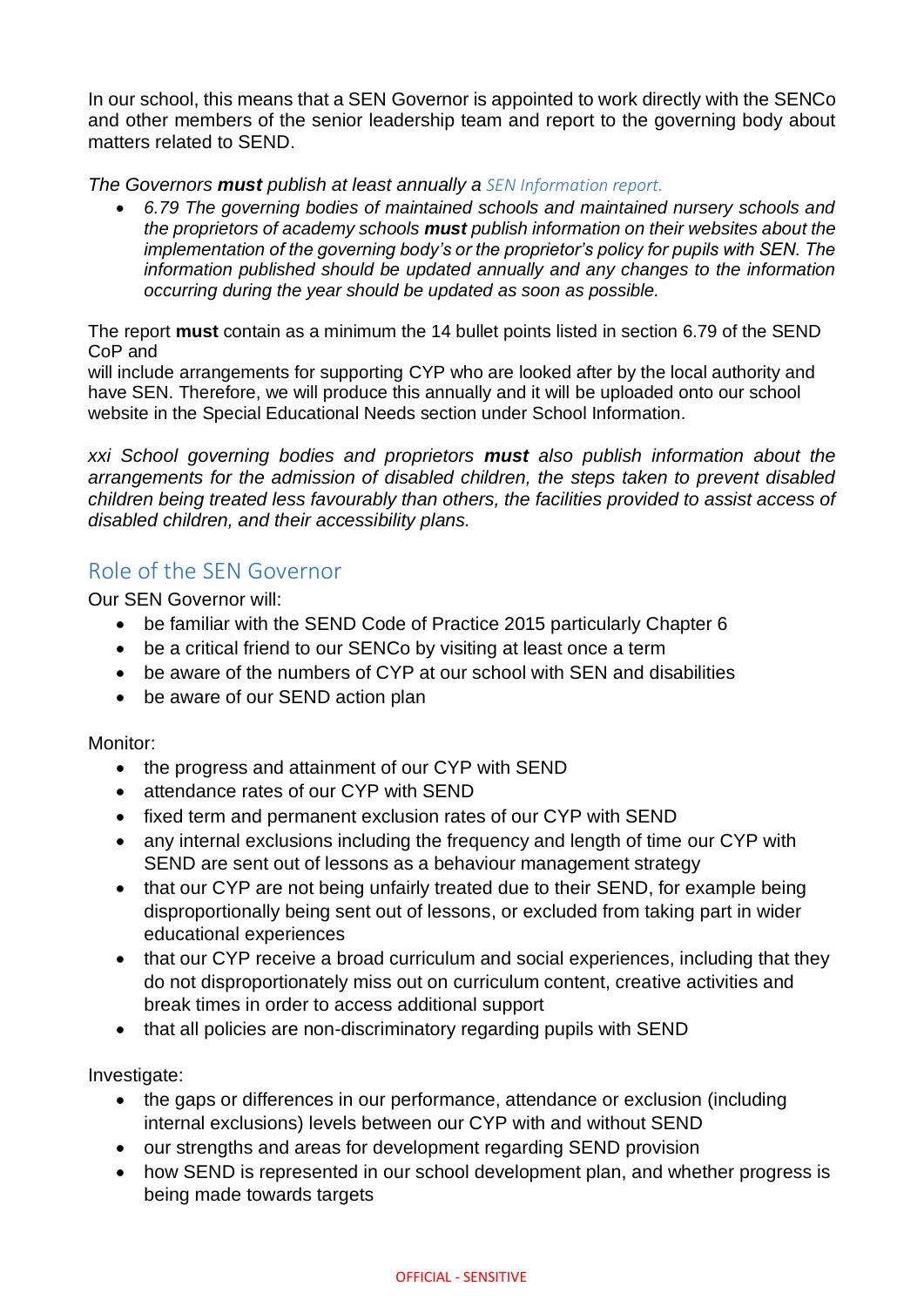In our school, this means that a SEN Governor is appointed to work directly with the SENCo and other members of the senior leadership team and report to the governing body about matters related to SEND.

*The Governors **must** publish at least annually a SEN Information report.*

- *6.79 The governing bodies of maintained schools and maintained nursery schools and the proprietors of academy schools **must** publish information on their websites about the implementation of the governing body's or the proprietor's policy for pupils with SEN. The information published should be updated annually and any changes to the information occurring during the year should be updated as soon as possible.*

The report **must** contain as a minimum the 14 bullet points listed in section 6.79 of the SEND CoP and
will include arrangements for supporting CYP who are looked after by the local authority and have SEN. Therefore, we will produce this annually and it will be uploaded onto our school website in the Special Educational Needs section under School Information.

*xxi School governing bodies and proprietors **must** also publish information about the arrangements for the admission of disabled children, the steps taken to prevent disabled children being treated less favourably than others, the facilities provided to assist access of disabled children, and their accessibility plans.*

## Role of the SEN Governor

Our SEN Governor will:

- be familiar with the SEND Code of Practice 2015 particularly Chapter 6
- be a critical friend to our SENCo by visiting at least once a term
- be aware of the numbers of CYP at our school with SEN and disabilities
- be aware of our SEND action plan

Monitor:

- the progress and attainment of our CYP with SEND
- attendance rates of our CYP with SEND
- fixed term and permanent exclusion rates of our CYP with SEND
- any internal exclusions including the frequency and length of time our CYP with SEND are sent out of lessons as a behaviour management strategy
- that our CYP are not being unfairly treated due to their SEND, for example being disproportionally being sent out of lessons, or excluded from taking part in wider educational experiences
- that our CYP receive a broad curriculum and social experiences, including that they do not disproportionately miss out on curriculum content, creative activities and break times in order to access additional support
- that all policies are non-discriminatory regarding pupils with SEND

Investigate:

- the gaps or differences in our performance, attendance or exclusion (including internal exclusions) levels between our CYP with and without SEND
- our strengths and areas for development regarding SEND provision
- how SEND is represented in our school development plan, and whether progress is being made towards targets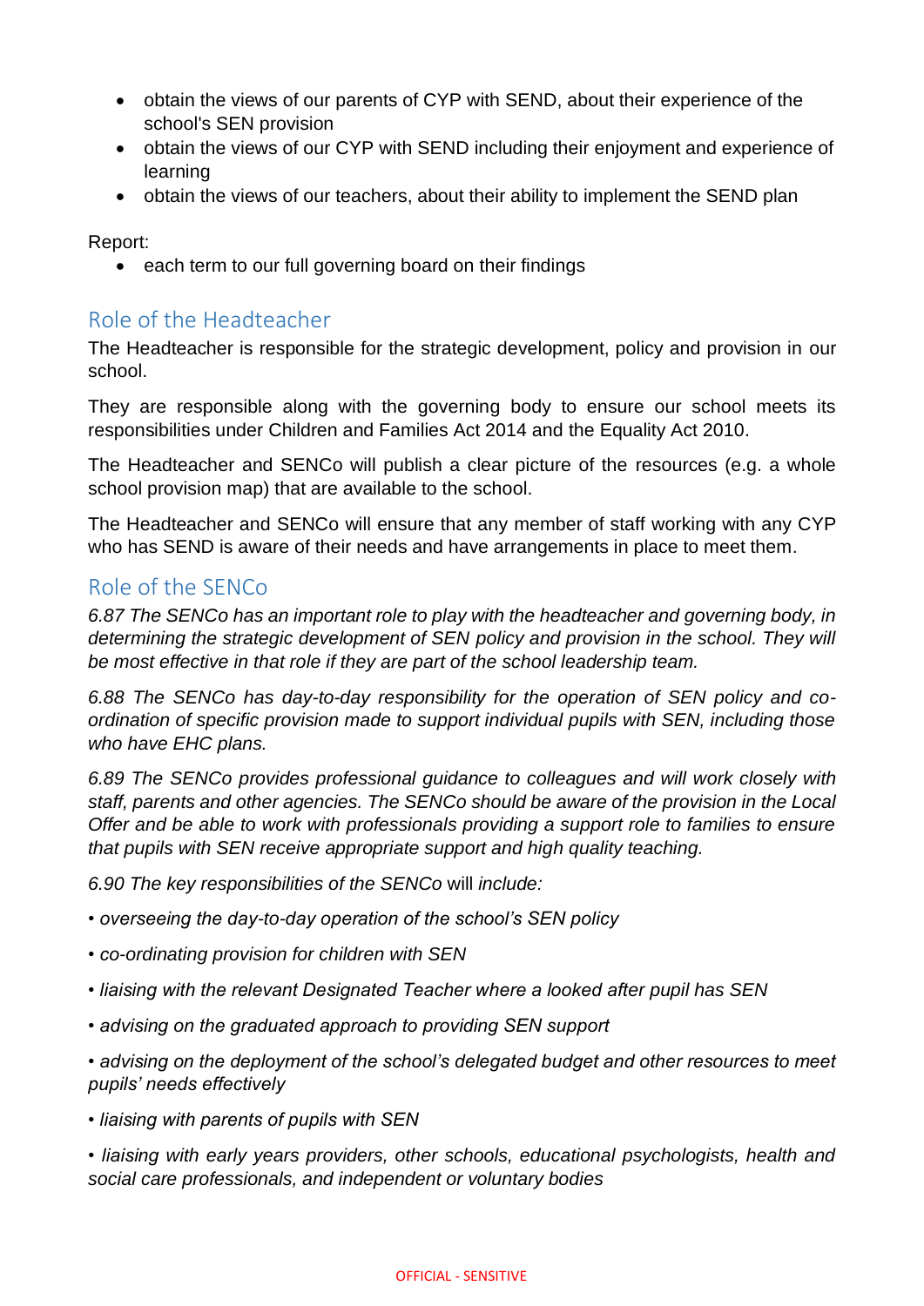- obtain the views of our parents of CYP with SEND, about their experience of the school's SEN provision
- obtain the views of our CYP with SEND including their enjoyment and experience of learning
- obtain the views of our teachers, about their ability to implement the SEND plan

Report:

- each term to our full governing board on their findings

## Role of the Headteacher

The Headteacher is responsible for the strategic development, policy and provision in our school.

They are responsible along with the governing body to ensure our school meets its responsibilities under Children and Families Act 2014 and the Equality Act 2010.

The Headteacher and SENCo will publish a clear picture of the resources (e.g. a whole school provision map) that are available to the school.

The Headteacher and SENCo will ensure that any member of staff working with any CYP who has SEND is aware of their needs and have arrangements in place to meet them.

## Role of the SENCo

*6.87 The SENCo has an important role to play with the headteacher and governing body, in determining the strategic development of SEN policy and provision in the school. They will be most effective in that role if they are part of the school leadership team.*

*6.88 The SENCo has day-to-day responsibility for the operation of SEN policy and co-ordination of specific provision made to support individual pupils with SEN, including those who have EHC plans.*

*6.89 The SENCo provides professional guidance to colleagues and will work closely with staff, parents and other agencies. The SENCo should be aware of the provision in the Local Offer and be able to work with professionals providing a support role to families to ensure that pupils with SEN receive appropriate support and high quality teaching.*

*6.90 The key responsibilities of the SENCo* will *include:*

*• overseeing the day-to-day operation of the school's SEN policy*

*• co-ordinating provision for children with SEN*

*• liaising with the relevant Designated Teacher where a looked after pupil has SEN*

*• advising on the graduated approach to providing SEN support*

*• advising on the deployment of the school's delegated budget and other resources to meet pupils' needs effectively*

*• liaising with parents of pupils with SEN*

*• liaising with early years providers, other schools, educational psychologists, health and social care professionals, and independent or voluntary bodies*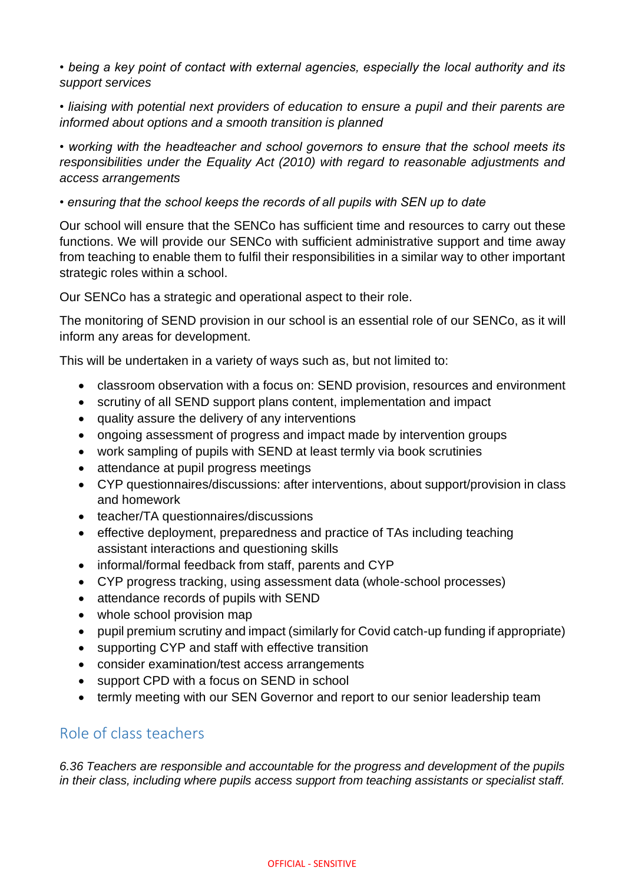*• being a key point of contact with external agencies, especially the local authority and its support services*

*• liaising with potential next providers of education to ensure a pupil and their parents are informed about options and a smooth transition is planned*

*• working with the headteacher and school governors to ensure that the school meets its responsibilities under the Equality Act (2010) with regard to reasonable adjustments and access arrangements*

*• ensuring that the school keeps the records of all pupils with SEN up to date*

Our school will ensure that the SENCo has sufficient time and resources to carry out these functions. We will provide our SENCo with sufficient administrative support and time away from teaching to enable them to fulfil their responsibilities in a similar way to other important strategic roles within a school.

Our SENCo has a strategic and operational aspect to their role.

The monitoring of SEND provision in our school is an essential role of our SENCo, as it will inform any areas for development.

This will be undertaken in a variety of ways such as, but not limited to:

- classroom observation with a focus on: SEND provision, resources and environment
- scrutiny of all SEND support plans content, implementation and impact
- quality assure the delivery of any interventions
- ongoing assessment of progress and impact made by intervention groups
- work sampling of pupils with SEND at least termly via book scrutinies
- attendance at pupil progress meetings
- CYP questionnaires/discussions: after interventions, about support/provision in class and homework
- teacher/TA questionnaires/discussions
- effective deployment, preparedness and practice of TAs including teaching assistant interactions and questioning skills
- informal/formal feedback from staff, parents and CYP
- CYP progress tracking, using assessment data (whole-school processes)
- attendance records of pupils with SEND
- whole school provision map
- pupil premium scrutiny and impact (similarly for Covid catch-up funding if appropriate)
- supporting CYP and staff with effective transition
- consider examination/test access arrangements
- support CPD with a focus on SEND in school
- termly meeting with our SEN Governor and report to our senior leadership team

## Role of class teachers

*6.36 Teachers are responsible and accountable for the progress and development of the pupils in their class, including where pupils access support from teaching assistants or specialist staff.*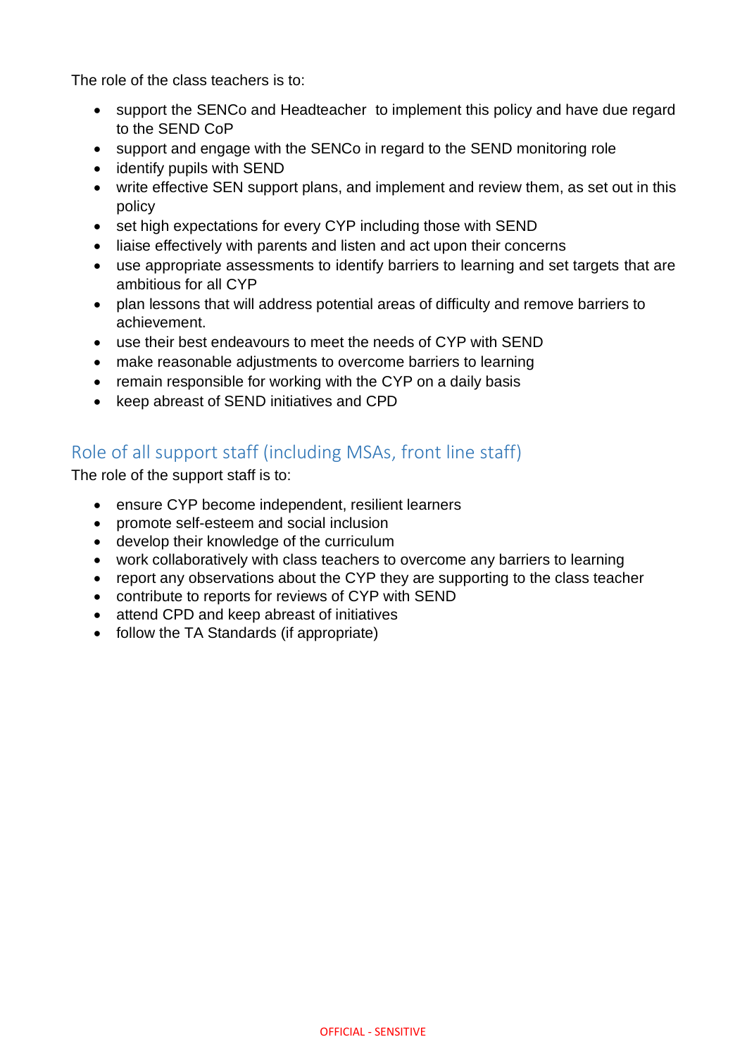The role of the class teachers is to:

- support the SENCo and Headteacher  to implement this policy and have due regard to the SEND CoP
- support and engage with the SENCo in regard to the SEND monitoring role
- identify pupils with SEND
- write effective SEN support plans, and implement and review them, as set out in this policy
- set high expectations for every CYP including those with SEND
- liaise effectively with parents and listen and act upon their concerns
- use appropriate assessments to identify barriers to learning and set targets that are ambitious for all CYP
- plan lessons that will address potential areas of difficulty and remove barriers to achievement.
- use their best endeavours to meet the needs of CYP with SEND
- make reasonable adjustments to overcome barriers to learning
- remain responsible for working with the CYP on a daily basis
- keep abreast of SEND initiatives and CPD

## Role of all support staff (including MSAs, front line staff)

The role of the support staff is to:

- ensure CYP become independent, resilient learners
- promote self-esteem and social inclusion
- develop their knowledge of the curriculum
- work collaboratively with class teachers to overcome any barriers to learning
- report any observations about the CYP they are supporting to the class teacher
- contribute to reports for reviews of CYP with SEND
- attend CPD and keep abreast of initiatives
- follow the TA Standards (if appropriate)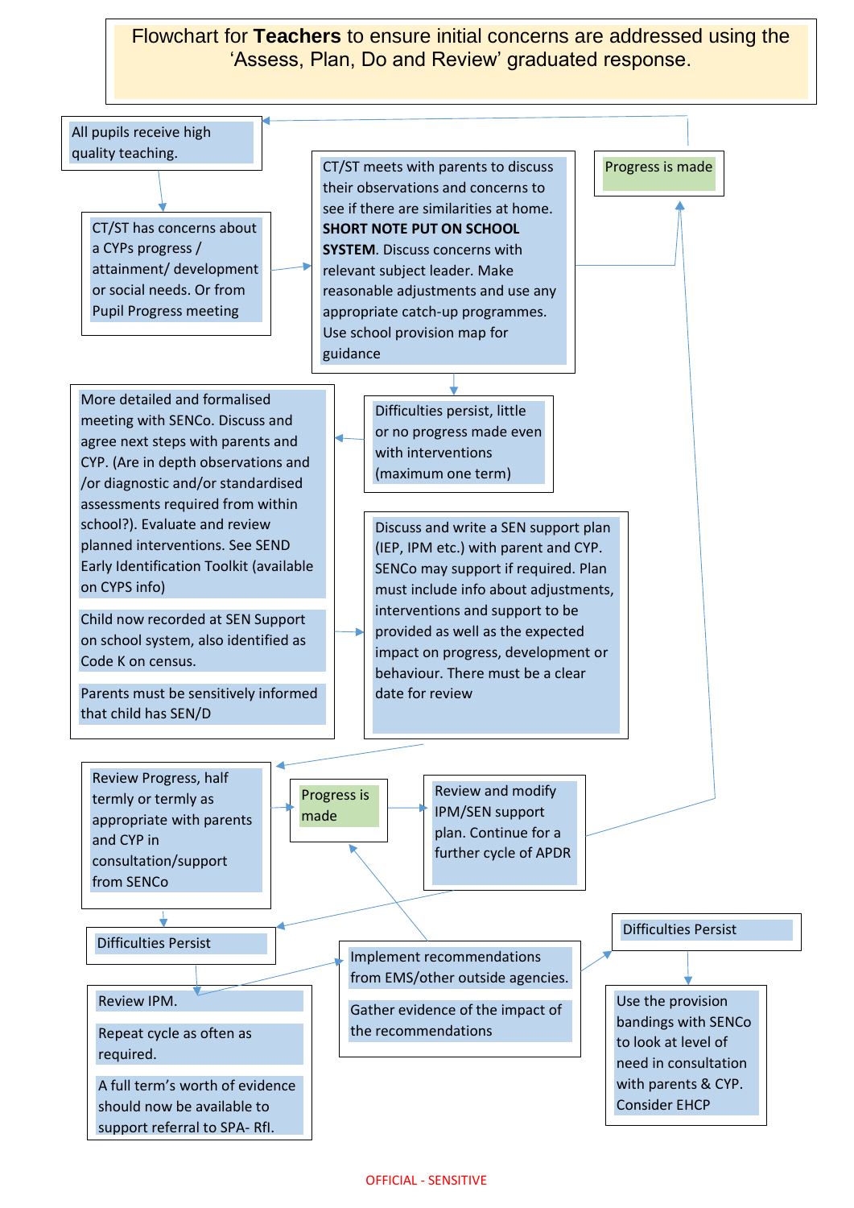# Flowchart for **Teachers** to ensure initial concerns are addressed using the 'Assess, Plan, Do and Review' graduated response.

All pupils receive high quality teaching.

CT/ST has concerns about a CYPs progress / attainment/ development or social needs. Or from Pupil Progress meeting

CT/ST meets with parents to discuss their observations and concerns to see if there are similarities at home. **SHORT NOTE PUT ON SCHOOL SYSTEM**. Discuss concerns with relevant subject leader. Make reasonable adjustments and use any appropriate catch-up programmes. Use school provision map for guidance

Progress is made

Difficulties persist, little or no progress made even with interventions (maximum one term)

More detailed and formalised meeting with SENCo. Discuss and agree next steps with parents and CYP. (Are in depth observations and /or diagnostic and/or standardised assessments required from within school?). Evaluate and review planned interventions. See SEND Early Identification Toolkit (available on CYPS info)

Child now recorded at SEN Support on school system, also identified as Code K on census.

Parents must be sensitively informed that child has SEN/D

Discuss and write a SEN support plan (IEP, IPM etc.) with parent and CYP. SENCo may support if required. Plan must include info about adjustments, interventions and support to be provided as well as the expected impact on progress, development or behaviour. There must be a clear date for review

Review Progress, half termly or termly as appropriate with parents and CYP in consultation/support from SENCo

Progress is made

Review and modify IPM/SEN support plan. Continue for a further cycle of APDR

Difficulties Persist

Review IPM.

Repeat cycle as often as required.

A full term's worth of evidence should now be available to support referral to SPA- RfI.

Implement recommendations from EMS/other outside agencies.

Gather evidence of the impact of the recommendations

Difficulties Persist

Use the provision bandings with SENCo to look at level of need in consultation with parents & CYP. Consider EHCP

OFFICIAL - SENSITIVE